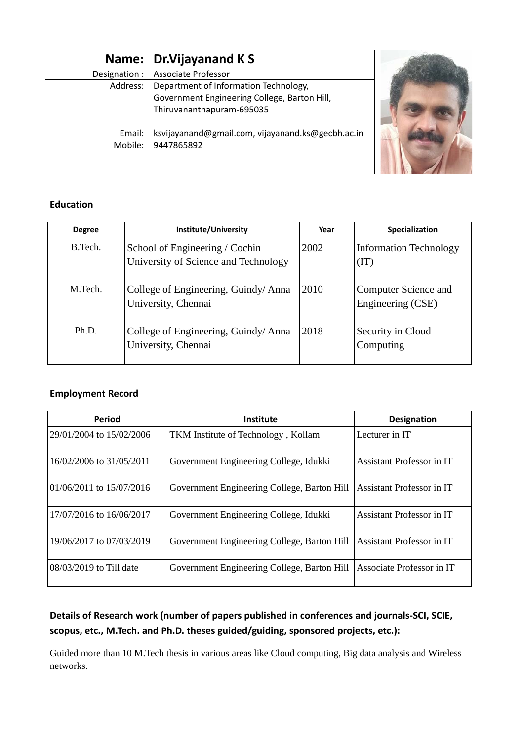| **Name:** | **Dr.Vijayanand K S** |
|---|---|
| Designation : | Associate Professor |
| Address: | Department of Information Technology, Government Engineering College, Barton Hill, Thiruvananthapuram-695035 |
| Email: | ksvijayanand@gmail.com, vijayanand.ks@gecbh.ac.in |
| Mobile: | 9447865892 |

### Education

| Degree | Institute/University | Year | Specialization |
|---|---|---|---|
| B.Tech. | School of Engineering / Cochin University of Science and Technology | 2002 | Information Technology (IT) |
| M.Tech. | College of Engineering, Guindy/ Anna University, Chennai | 2010 | Computer Science and Engineering (CSE) |
| Ph.D. | College of Engineering, Guindy/ Anna University, Chennai | 2018 | Security in Cloud Computing |

### Employment Record

| Period | Institute | Designation |
|---|---|---|
| 29/01/2004 to 15/02/2006 | TKM Institute of Technology , Kollam | Lecturer in IT |
| 16/02/2006 to 31/05/2011 | Government Engineering College, Idukki | Assistant Professor in IT |
| 01/06/2011 to 15/07/2016 | Government Engineering College, Barton Hill | Assistant Professor in IT |
| 17/07/2016 to 16/06/2017 | Government Engineering College, Idukki | Assistant Professor in IT |
| 19/06/2017 to 07/03/2019 | Government Engineering College, Barton Hill | Assistant Professor in IT |
| 08/03/2019 to Till date | Government Engineering College, Barton Hill | Associate Professor in IT |

### Details of Research work (number of papers published in conferences and journals-SCI, SCIE, scopus, etc., M.Tech. and Ph.D. theses guided/guiding, sponsored projects, etc.):

Guided more than 10 M.Tech thesis in various areas like Cloud computing, Big data analysis and Wireless networks.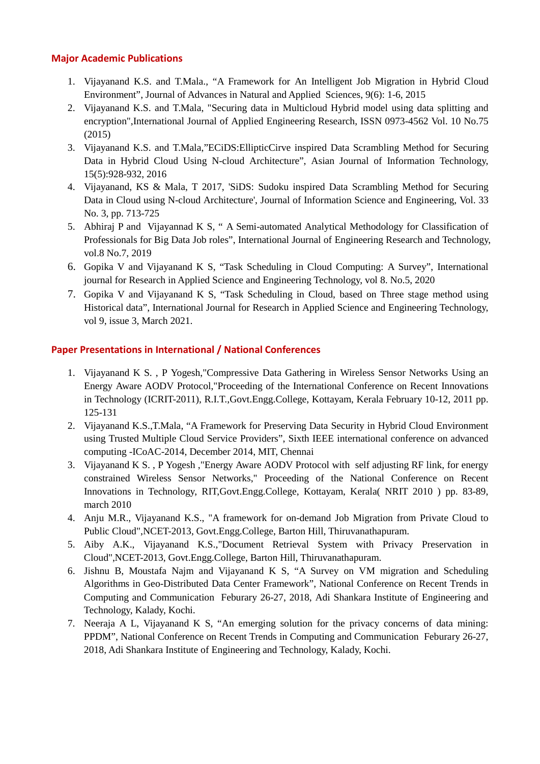## Major Academic Publications

1. Vijayanand K.S. and T.Mala., “A Framework for An Intelligent Job Migration in Hybrid Cloud Environment”, Journal of Advances in Natural and Applied Sciences, 9(6): 1-6, 2015
2. Vijayanand K.S. and T.Mala, "Securing data in Multicloud Hybrid model using data splitting and encryption",International Journal of Applied Engineering Research, ISSN 0973-4562 Vol. 10 No.75 (2015)
3. Vijayanand K.S. and T.Mala,”ECiDS:EllipticCirve inspired Data Scrambling Method for Securing Data in Hybrid Cloud Using N-cloud Architecture”, Asian Journal of Information Technology, 15(5):928-932, 2016
4. Vijayanand, KS & Mala, T 2017, 'SiDS: Sudoku inspired Data Scrambling Method for Securing Data in Cloud using N-cloud Architecture', Journal of Information Science and Engineering, Vol. 33 No. 3, pp. 713-725
5. Abhiraj P and Vijayannad K S, “ A Semi-automated Analytical Methodology for Classification of Professionals for Big Data Job roles”, International Journal of Engineering Research and Technology, vol.8 No.7, 2019
6. Gopika V and Vijayanand K S, “Task Scheduling in Cloud Computing: A Survey”, International journal for Research in Applied Science and Engineering Technology, vol 8. No.5, 2020
7. Gopika V and Vijayanand K S, “Task Scheduling in Cloud, based on Three stage method using Historical data”, International Journal for Research in Applied Science and Engineering Technology, vol 9, issue 3, March 2021.

## Paper Presentations in International / National Conferences

1. Vijayanand K S. , P Yogesh,"Compressive Data Gathering in Wireless Sensor Networks Using an Energy Aware AODV Protocol,"Proceeding of the International Conference on Recent Innovations in Technology (ICRIT-2011), R.I.T.,Govt.Engg.College, Kottayam, Kerala February 10-12, 2011 pp. 125-131
2. Vijayanand K.S.,T.Mala, “A Framework for Preserving Data Security in Hybrid Cloud Environment using Trusted Multiple Cloud Service Providers”, Sixth IEEE international conference on advanced computing -ICoAC-2014, December 2014, MIT, Chennai
3. Vijayanand K S. , P Yogesh ,"Energy Aware AODV Protocol with self adjusting RF link, for energy constrained Wireless Sensor Networks," Proceeding of the National Conference on Recent Innovations in Technology, RIT,Govt.Engg.College, Kottayam, Kerala( NRIT 2010 ) pp. 83-89, march 2010
4. Anju M.R., Vijayanand K.S., "A framework for on-demand Job Migration from Private Cloud to Public Cloud",NCET-2013, Govt.Engg.College, Barton Hill, Thiruvanathapuram.
5. Aiby A.K., Vijayanand K.S.,"Document Retrieval System with Privacy Preservation in Cloud",NCET-2013, Govt.Engg.College, Barton Hill, Thiruvanathapuram.
6. Jishnu B, Moustafa Najm and Vijayanand K S, “A Survey on VM migration and Scheduling Algorithms in Geo-Distributed Data Center Framework”, National Conference on Recent Trends in Computing and Communication Feburary 26-27, 2018, Adi Shankara Institute of Engineering and Technology, Kalady, Kochi.
7. Neeraja A L, Vijayanand K S, “An emerging solution for the privacy concerns of data mining: PPDM”, National Conference on Recent Trends in Computing and Communication Feburary 26-27, 2018, Adi Shankara Institute of Engineering and Technology, Kalady, Kochi.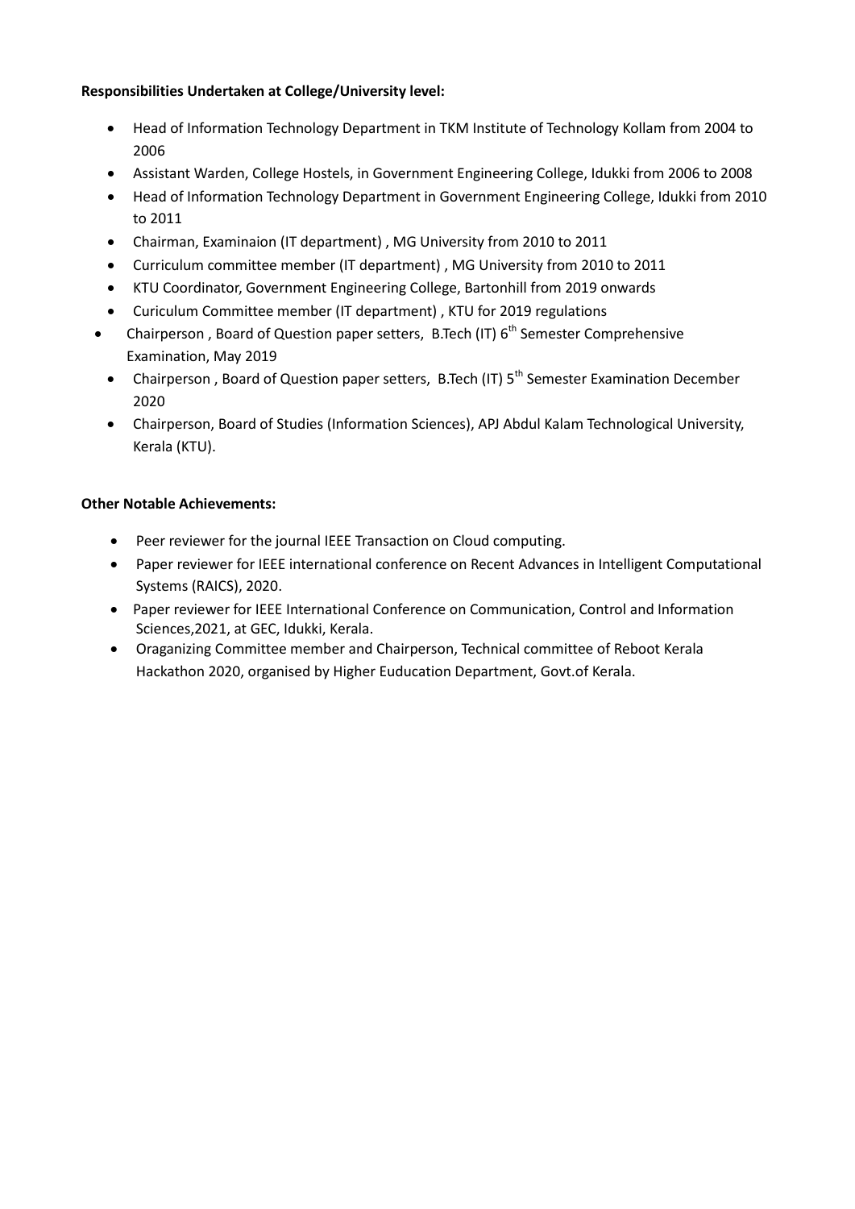**Responsibilities Undertaken at College/University level:**

- Head of Information Technology Department in TKM Institute of Technology Kollam from 2004 to 2006
- Assistant Warden, College Hostels, in Government Engineering College, Idukki from 2006 to 2008
- Head of Information Technology Department in Government Engineering College, Idukki from 2010 to 2011
- Chairman, Examinaion (IT department) , MG University from 2010 to 2011
- Curriculum committee member (IT department) , MG University from 2010 to 2011
- KTU Coordinator, Government Engineering College, Bartonhill from 2019 onwards
- Curiculum Committee member (IT department) , KTU for 2019 regulations
- Chairperson , Board of Question paper setters, B.Tech (IT) 6th Semester Comprehensive Examination, May 2019
- Chairperson , Board of Question paper setters, B.Tech (IT) 5th Semester Examination December 2020
- Chairperson, Board of Studies (Information Sciences), APJ Abdul Kalam Technological University, Kerala (KTU).

**Other Notable Achievements:**

- Peer reviewer for the journal IEEE Transaction on Cloud computing.
- Paper reviewer for IEEE international conference on Recent Advances in Intelligent Computational Systems (RAICS), 2020.
- Paper reviewer for IEEE International Conference on Communication, Control and Information Sciences,2021, at GEC, Idukki, Kerala.
- Oraganizing Committee member and Chairperson, Technical committee of Reboot Kerala Hackathon 2020, organised by Higher Euducation Department, Govt.of Kerala.